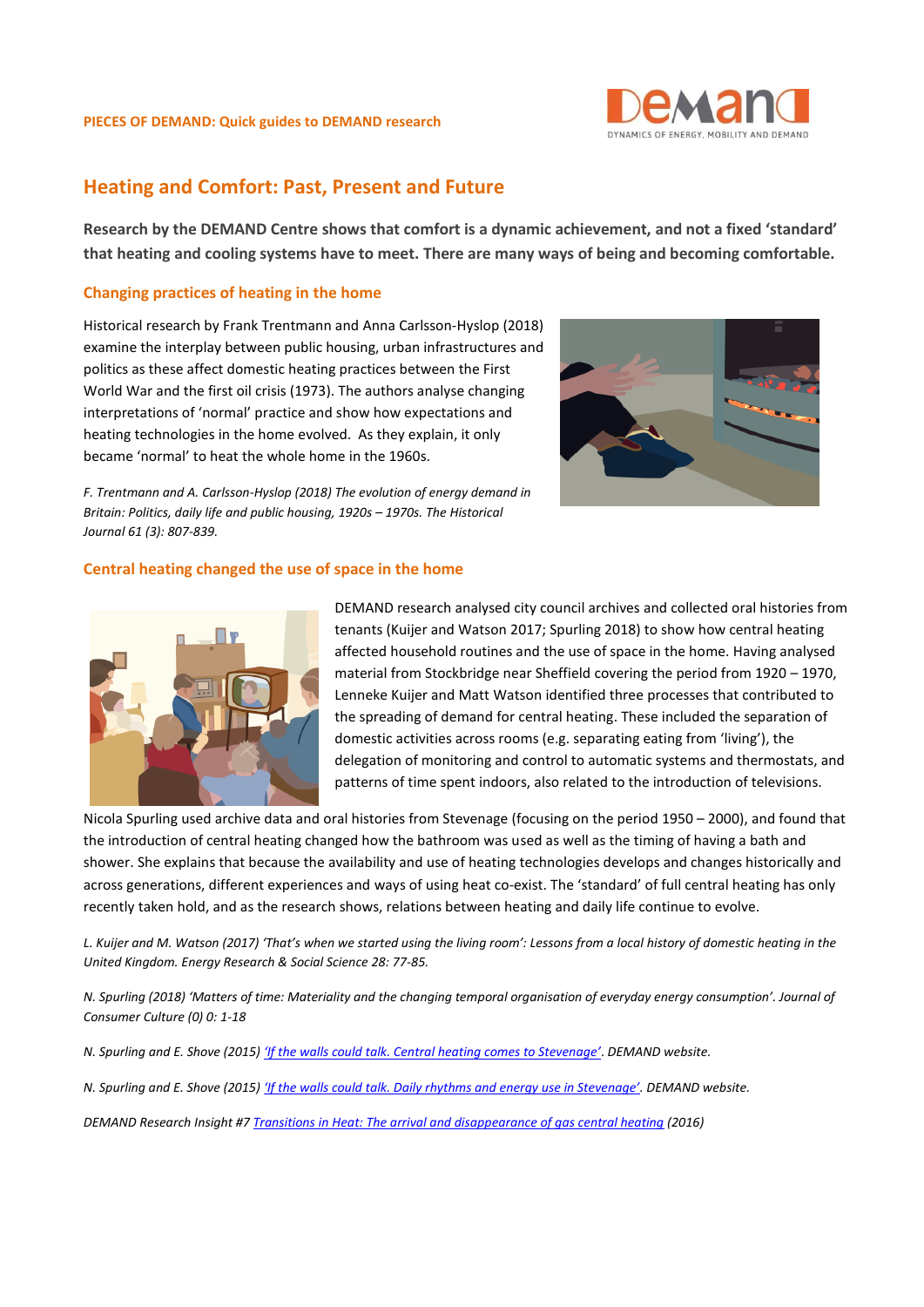**PIECES OF DEMAND: Quick guides to DEMAND research**

# Heating and Comfort: Past, Present and Future

**Research by the DEMAND Centre shows that comfort is a dynamic achievement, and not a fixed 'standard' that heating and cooling systems have to meet. There are many ways of being and becoming comfortable.**

## Changing practices of heating in the home

Historical research by Frank Trentmann and Anna Carlsson-Hyslop (2018) examine the interplay between public housing, urban infrastructures and politics as these affect domestic heating practices between the First World War and the first oil crisis (1973). The authors analyse changing interpretations of 'normal' practice and show how expectations and heating technologies in the home evolved. As they explain, it only became 'normal' to heat the whole home in the 1960s.

*F. Trentmann and A. Carlsson-Hyslop (2018) The evolution of energy demand in Britain: Politics, daily life and public housing, 1920s – 1970s. The Historical Journal 61 (3): 807-839.*

## Central heating changed the use of space in the home

DEMAND research analysed city council archives and collected oral histories from tenants (Kuijer and Watson 2017; Spurling 2018) to show how central heating affected household routines and the use of space in the home. Having analysed material from Stockbridge near Sheffield covering the period from 1920 – 1970, Lenneke Kuijer and Matt Watson identified three processes that contributed to the spreading of demand for central heating. These included the separation of domestic activities across rooms (e.g. separating eating from 'living'), the delegation of monitoring and control to automatic systems and thermostats, and patterns of time spent indoors, also related to the introduction of televisions.

Nicola Spurling used archive data and oral histories from Stevenage (focusing on the period 1950 – 2000), and found that the introduction of central heating changed how the bathroom was used as well as the timing of having a bath and shower. She explains that because the availability and use of heating technologies develops and changes historically and across generations, different experiences and ways of using heat co-exist. The 'standard' of full central heating has only recently taken hold, and as the research shows, relations between heating and daily life continue to evolve.

*L. Kuijer and M. Watson (2017) 'That's when we started using the living room': Lessons from a local history of domestic heating in the United Kingdom. Energy Research & Social Science 28: 77-85.*

*N. Spurling (2018) 'Matters of time: Materiality and the changing temporal organisation of everyday energy consumption'. Journal of Consumer Culture (0) 0: 1-18*

*N. Spurling and E. Shove (2015) 'If the walls could talk. Central heating comes to Stevenage'. DEMAND website.*

*N. Spurling and E. Shove (2015) 'If the walls could talk. Daily rhythms and energy use in Stevenage'. DEMAND website.*

*DEMAND Research Insight #7 Transitions in Heat: The arrival and disappearance of gas central heating (2016)*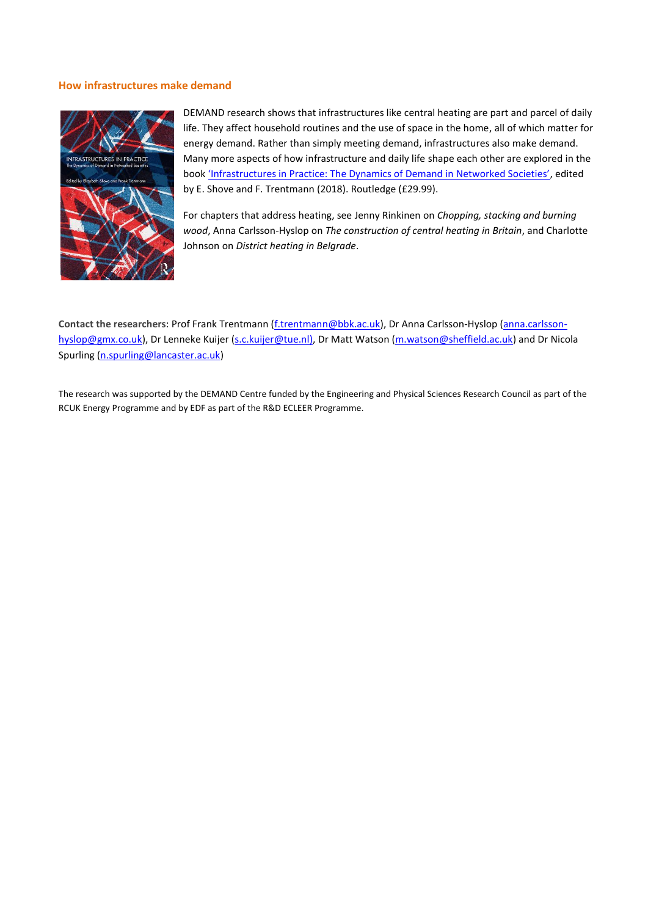## How infrastructures make demand

DEMAND research shows that infrastructures like central heating are part and parcel of daily life. They affect household routines and the use of space in the home, all of which matter for energy demand. Rather than simply meeting demand, infrastructures also make demand. Many more aspects of how infrastructure and daily life shape each other are explored in the book 'Infrastructures in Practice: The Dynamics of Demand in Networked Societies', edited by E. Shove and F. Trentmann (2018). Routledge (£29.99).

For chapters that address heating, see Jenny Rinkinen on *Chopping, stacking and burning wood*, Anna Carlsson-Hyslop on *The construction of central heating in Britain*, and Charlotte Johnson on *District heating in Belgrade*.

**Contact the researchers**: Prof Frank Trentmann (f.trentmann@bbk.ac.uk), Dr Anna Carlsson-Hyslop (anna.carlsson-hyslop@gmx.co.uk), Dr Lenneke Kuijer (s.c.kuijer@tue.nl), Dr Matt Watson (m.watson@sheffield.ac.uk) and Dr Nicola Spurling (n.spurling@lancaster.ac.uk)

The research was supported by the DEMAND Centre funded by the Engineering and Physical Sciences Research Council as part of the RCUK Energy Programme and by EDF as part of the R&D ECLEER Programme.